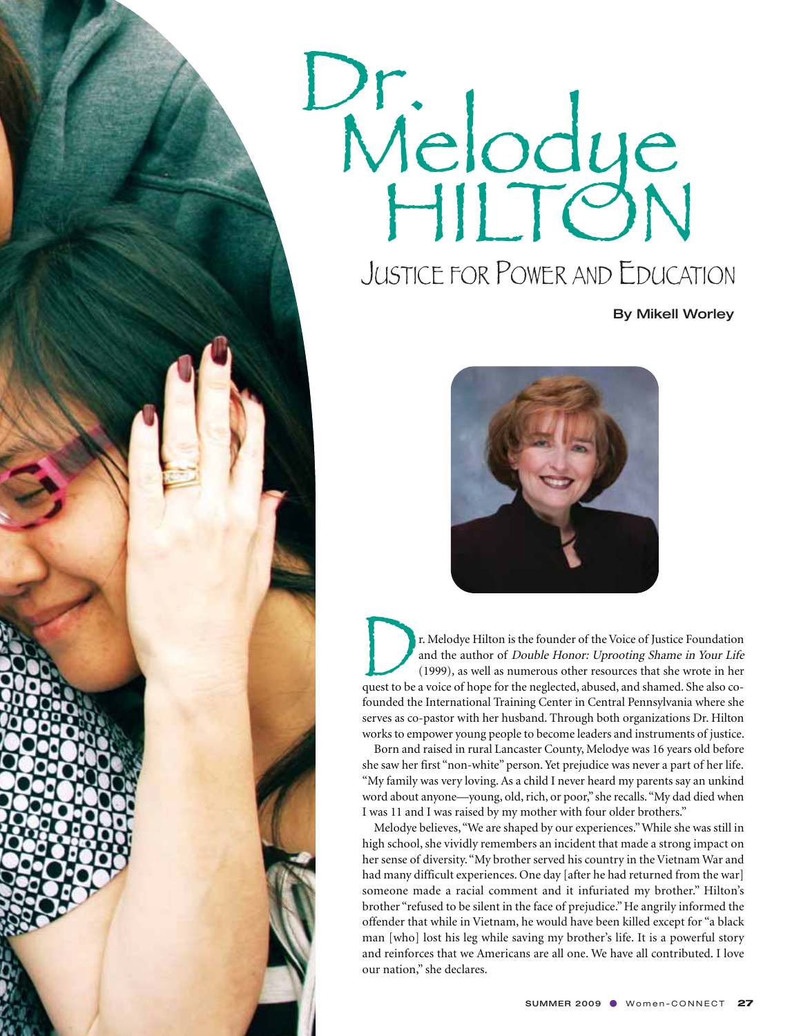# Dr. Melodye HILTON

## Justice for Power and Education

**By Mikell Worley**

Dr. Melodye Hilton is the founder of the Voice of Justice Foundation and the author of *Double Honor: Uprooting Shame in Your Life* (1999), as well as numerous other resources that she wrote in her quest to be a voice of hope for the neglected, abused, and shamed. She also co-founded the International Training Center in Central Pennsylvania where she serves as co-pastor with her husband. Through both organizations Dr. Hilton works to empower young people to become leaders and instruments of justice.

Born and raised in rural Lancaster County, Melodye was 16 years old before she saw her first "non-white" person. Yet prejudice was never a part of her life. "My family was very loving. As a child I never heard my parents say an unkind word about anyone—young, old, rich, or poor," she recalls. "My dad died when I was 11 and I was raised by my mother with four older brothers."

Melodye believes, "We are shaped by our experiences." While she was still in high school, she vividly remembers an incident that made a strong impact on her sense of diversity. "My brother served his country in the Vietnam War and had many difficult experiences. One day [after he had returned from the war] someone made a racial comment and it infuriated my brother." Hilton's brother "refused to be silent in the face of prejudice." He angrily informed the offender that while in Vietnam, he would have been killed except for "a black man [who] lost his leg while saving my brother's life. It is a powerful story and reinforces that we Americans are all one. We have all contributed. I love our nation," she declares.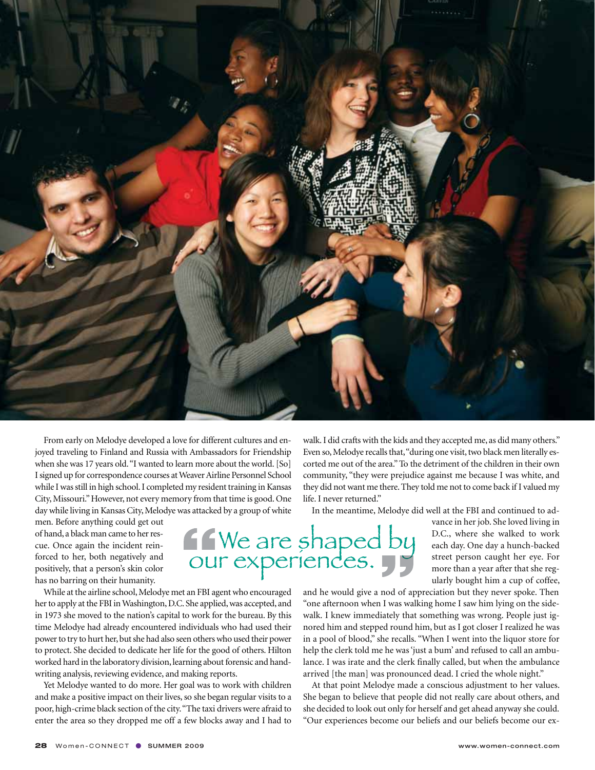From early on Melodye developed a love for different cultures and enjoyed traveling to Finland and Russia with Ambassadors for Friendship when she was 17 years old. "I wanted to learn more about the world. [So] I signed up for correspondence courses at Weaver Airline Personnel School while I was still in high school. I completed my resident training in Kansas City, Missouri." However, not every memory from that time is good. One day while living in Kansas City, Melodye was attacked by a group of white men. Before anything could get out of hand, a black man came to her rescue. Once again the incident reinforced to her, both negatively and positively, that a person's skin color has no barring on their humanity.

While at the airline school, Melodye met an FBI agent who encouraged her to apply at the FBI in Washington, D.C. She applied, was accepted, and in 1973 she moved to the nation's capital to work for the bureau. By this time Melodye had already encountered individuals who had used their power to try to hurt her, but she had also seen others who used their power to protect. She decided to dedicate her life for the good of others. Hilton worked hard in the laboratory division, learning about forensic and handwriting analysis, reviewing evidence, and making reports.

Yet Melodye wanted to do more. Her goal was to work with children and make a positive impact on their lives, so she began regular visits to a poor, high-crime black section of the city. "The taxi drivers were afraid to enter the area so they dropped me off a few blocks away and I had to walk. I did crafts with the kids and they accepted me, as did many others." Even so, Melodye recalls that, "during one visit, two black men literally escorted me out of the area." To the detriment of the children in their own community, "they were prejudice against me because I was white, and they did not want me there. They told me not to come back if I valued my life. I never returned."

> "We are shaped by our experiences."

In the meantime, Melodye did well at the FBI and continued to advance in her job. She loved living in D.C., where she walked to work each day. One day a hunch-backed street person caught her eye. For more than a year after that she regularly bought him a cup of coffee, and he would give a nod of appreciation but they never spoke. Then "one afternoon when I was walking home I saw him lying on the sidewalk. I knew immediately that something was wrong. People just ignored him and stepped round him, but as I got closer I realized he was in a pool of blood," she recalls. "When I went into the liquor store for help the clerk told me he was 'just a bum' and refused to call an ambulance. I was irate and the clerk finally called, but when the ambulance arrived [the man] was pronounced dead. I cried the whole night."

At that point Melodye made a conscious adjustment to her values. She began to believe that people did not really care about others, and she decided to look out only for herself and get ahead anyway she could. "Our experiences become our beliefs and our beliefs become our ex-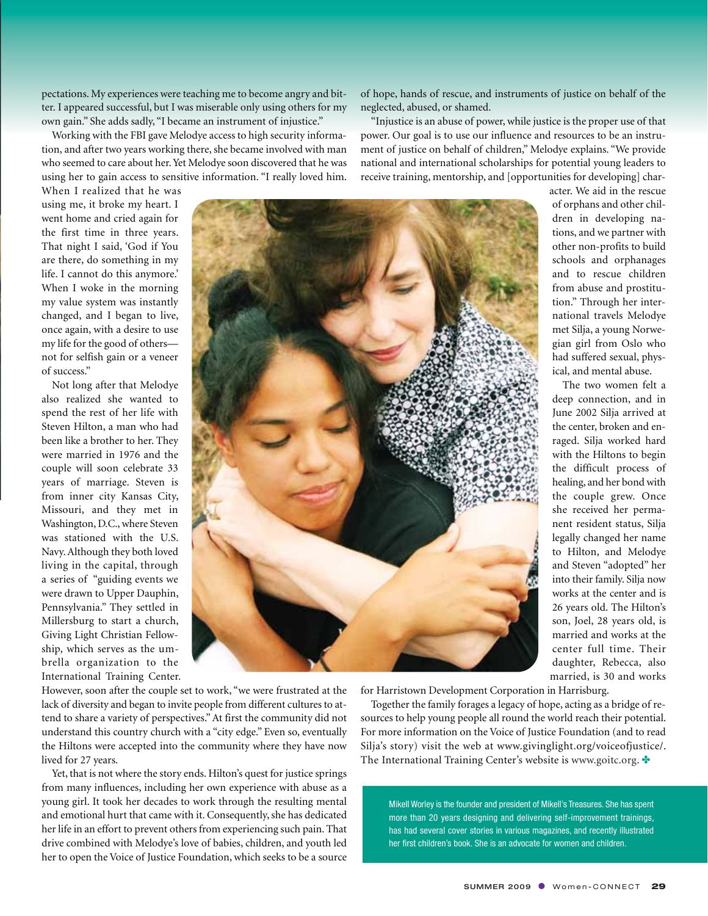pectations. My experiences were teaching me to become angry and bitter. I appeared successful, but I was miserable only using others for my own gain." She adds sadly, "I became an instrument of injustice."

Working with the FBI gave Melodye access to high security information, and after two years working there, she became involved with man who seemed to care about her. Yet Melodye soon discovered that he was using her to gain access to sensitive information. "I really loved him. When I realized that he was using me, it broke my heart. I went home and cried again for the first time in three years. That night I said, 'God if You are there, do something in my life. I cannot do this anymore.' When I woke in the morning my value system was instantly changed, and I began to live, once again, with a desire to use my life for the good of others—not for selfish gain or a veneer of success."

Not long after that Melodye also realized she wanted to spend the rest of her life with Steven Hilton, a man who had been like a brother to her. They were married in 1976 and the couple will soon celebrate 33 years of marriage. Steven is from inner city Kansas City, Missouri, and they met in Washington, D.C., where Steven was stationed with the U.S. Navy. Although they both loved living in the capital, through a series of "guiding events we were drawn to Upper Dauphin, Pennsylvania." They settled in Millersburg to start a church, Giving Light Christian Fellowship, which serves as the umbrella organization to the International Training Center. However, soon after the couple set to work, "we were frustrated at the lack of diversity and began to invite people from different cultures to attend to share a variety of perspectives." At first the community did not understand this country church with a "city edge." Even so, eventually the Hiltons were accepted into the community where they have now lived for 27 years.

Yet, that is not where the story ends. Hilton's quest for justice springs from many influences, including her own experience with abuse as a young girl. It took her decades to work through the resulting mental and emotional hurt that came with it. Consequently, she has dedicated her life in an effort to prevent others from experiencing such pain. That drive combined with Melodye's love of babies, children, and youth led her to open the Voice of Justice Foundation, which seeks to be a source of hope, hands of rescue, and instruments of justice on behalf of the neglected, abused, or shamed.

"Injustice is an abuse of power, while justice is the proper use of that power. Our goal is to use our influence and resources to be an instrument of justice on behalf of children," Melodye explains. "We provide national and international scholarships for potential young leaders to receive training, mentorship, and [opportunities for developing] character. We aid in the rescue of orphans and other children in developing nations, and we partner with other non-profits to build schools and orphanages and to rescue children from abuse and prostitution." Through her international travels Melodye met Silja, a young Norwegian girl from Oslo who had suffered sexual, physical, and mental abuse.

The two women felt a deep connection, and in June 2002 Silja arrived at the center, broken and enraged. Silja worked hard with the Hiltons to begin the difficult process of healing, and her bond with the couple grew. Once she received her permanent resident status, Silja legally changed her name to Hilton, and Melodye and Steven "adopted" her into their family. Silja now works at the center and is 26 years old. The Hilton's son, Joel, 28 years old, is married and works at the center full time. Their daughter, Rebecca, also married, is 30 and works for Harristown Development Corporation in Harrisburg.

Together the family forages a legacy of hope, acting as a bridge of resources to help young people all round the world reach their potential. For more information on the Voice of Justice Foundation (and to read Silja's story) visit the web at www.givinglight.org/voiceofjustice/. The International Training Center's website is www.goitc.org. ✤

Mikell Worley is the founder and president of Mikell's Treasures. She has spent more than 20 years designing and delivering self-improvement trainings, has had several cover stories in various magazines, and recently illustrated her first children's book. She is an advocate for women and children.